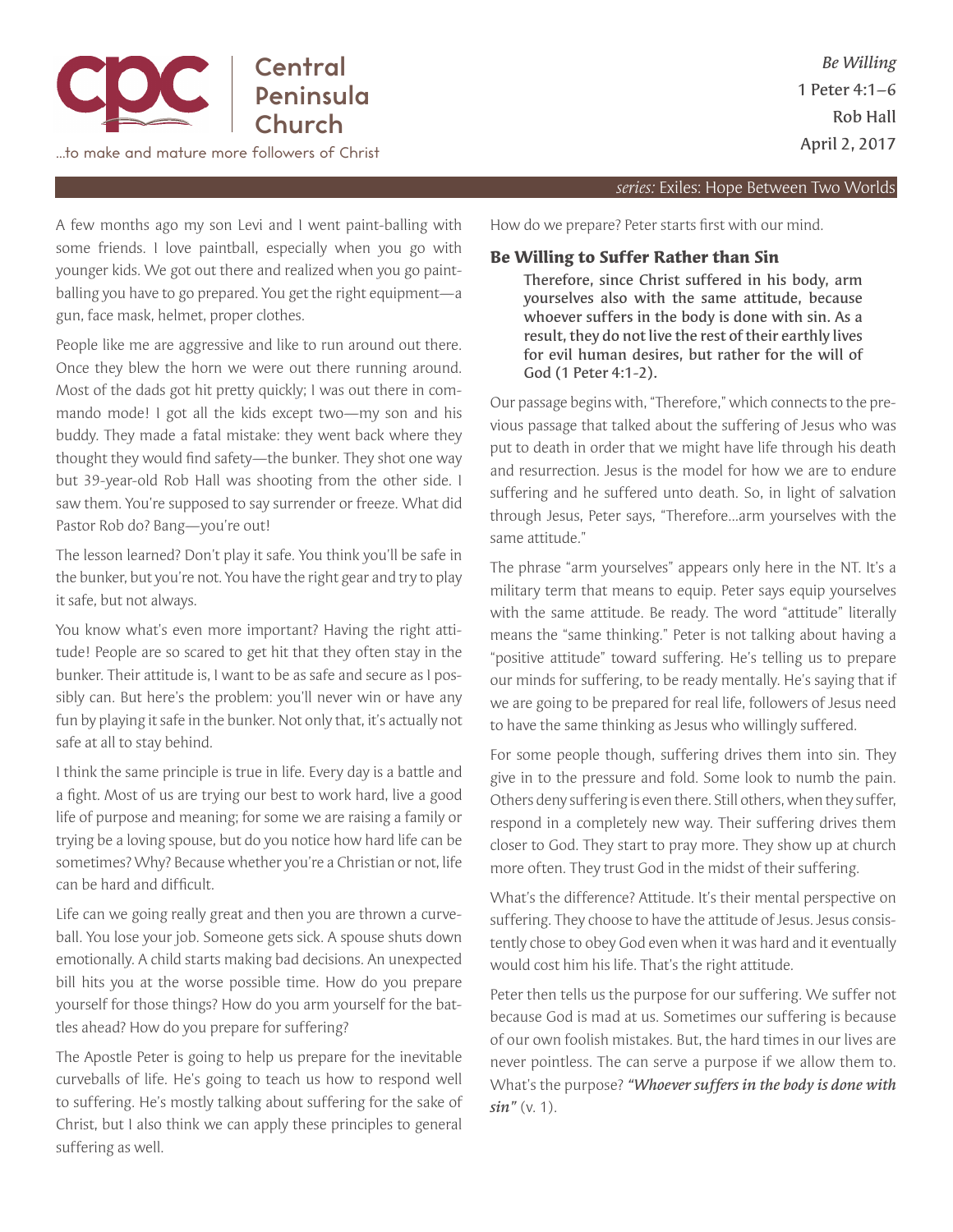Central Peninsula Church

...to make and mature more followers of Christ

*Be Willing*
1 Peter 4:1–6
Rob Hall
April 2, 2017

*series:* Exiles: Hope Between Two Worlds

A few months ago my son Levi and I went paint-balling with some friends. I love paintball, especially when you go with younger kids. We got out there and realized when you go paint-balling you have to go prepared. You get the right equipment—a gun, face mask, helmet, proper clothes.

People like me are aggressive and like to run around out there. Once they blew the horn we were out there running around. Most of the dads got hit pretty quickly; I was out there in commando mode! I got all the kids except two—my son and his buddy. They made a fatal mistake: they went back where they thought they would find safety—the bunker. They shot one way but 39-year-old Rob Hall was shooting from the other side. I saw them. You're supposed to say surrender or freeze. What did Pastor Rob do? Bang—you're out!

The lesson learned? Don't play it safe. You think you'll be safe in the bunker, but you're not. You have the right gear and try to play it safe, but not always.

You know what's even more important? Having the right attitude! People are so scared to get hit that they often stay in the bunker. Their attitude is, I want to be as safe and secure as I possibly can. But here's the problem: you'll never win or have any fun by playing it safe in the bunker. Not only that, it's actually not safe at all to stay behind.

I think the same principle is true in life. Every day is a battle and a fight. Most of us are trying our best to work hard, live a good life of purpose and meaning; for some we are raising a family or trying be a loving spouse, but do you notice how hard life can be sometimes? Why? Because whether you're a Christian or not, life can be hard and difficult.

Life can we going really great and then you are thrown a curveball. You lose your job. Someone gets sick. A spouse shuts down emotionally. A child starts making bad decisions. An unexpected bill hits you at the worse possible time. How do you prepare yourself for those things? How do you arm yourself for the battles ahead? How do you prepare for suffering?

The Apostle Peter is going to help us prepare for the inevitable curveballs of life. He's going to teach us how to respond well to suffering. He's mostly talking about suffering for the sake of Christ, but I also think we can apply these principles to general suffering as well.

How do we prepare? Peter starts first with our mind.

## Be Willing to Suffer Rather than Sin

> **Therefore, since Christ suffered in his body, arm yourselves also with the same attitude, because whoever suffers in the body is done with sin. As a result, they do not live the rest of their earthly lives for evil human desires, but rather for the will of God (1 Peter 4:1-2).**

Our passage begins with, "Therefore," which connects to the previous passage that talked about the suffering of Jesus who was put to death in order that we might have life through his death and resurrection. Jesus is the model for how we are to endure suffering and he suffered unto death. So, in light of salvation through Jesus, Peter says, "Therefore...arm yourselves with the same attitude."

The phrase "arm yourselves" appears only here in the NT. It's a military term that means to equip. Peter says equip yourselves with the same attitude. Be ready. The word "attitude" literally means the "same thinking." Peter is not talking about having a "positive attitude" toward suffering. He's telling us to prepare our minds for suffering, to be ready mentally. He's saying that if we are going to be prepared for real life, followers of Jesus need to have the same thinking as Jesus who willingly suffered.

For some people though, suffering drives them into sin. They give in to the pressure and fold. Some look to numb the pain. Others deny suffering is even there. Still others, when they suffer, respond in a completely new way. Their suffering drives them closer to God. They start to pray more. They show up at church more often. They trust God in the midst of their suffering.

What's the difference? Attitude. It's their mental perspective on suffering. They choose to have the attitude of Jesus. Jesus consistently chose to obey God even when it was hard and it eventually would cost him his life. That's the right attitude.

Peter then tells us the purpose for our suffering. We suffer not because God is mad at us. Sometimes our suffering is because of our own foolish mistakes. But, the hard times in our lives are never pointless. The can serve a purpose if we allow them to. What's the purpose? ***"Whoever suffers in the body is done with sin"*** (v. 1).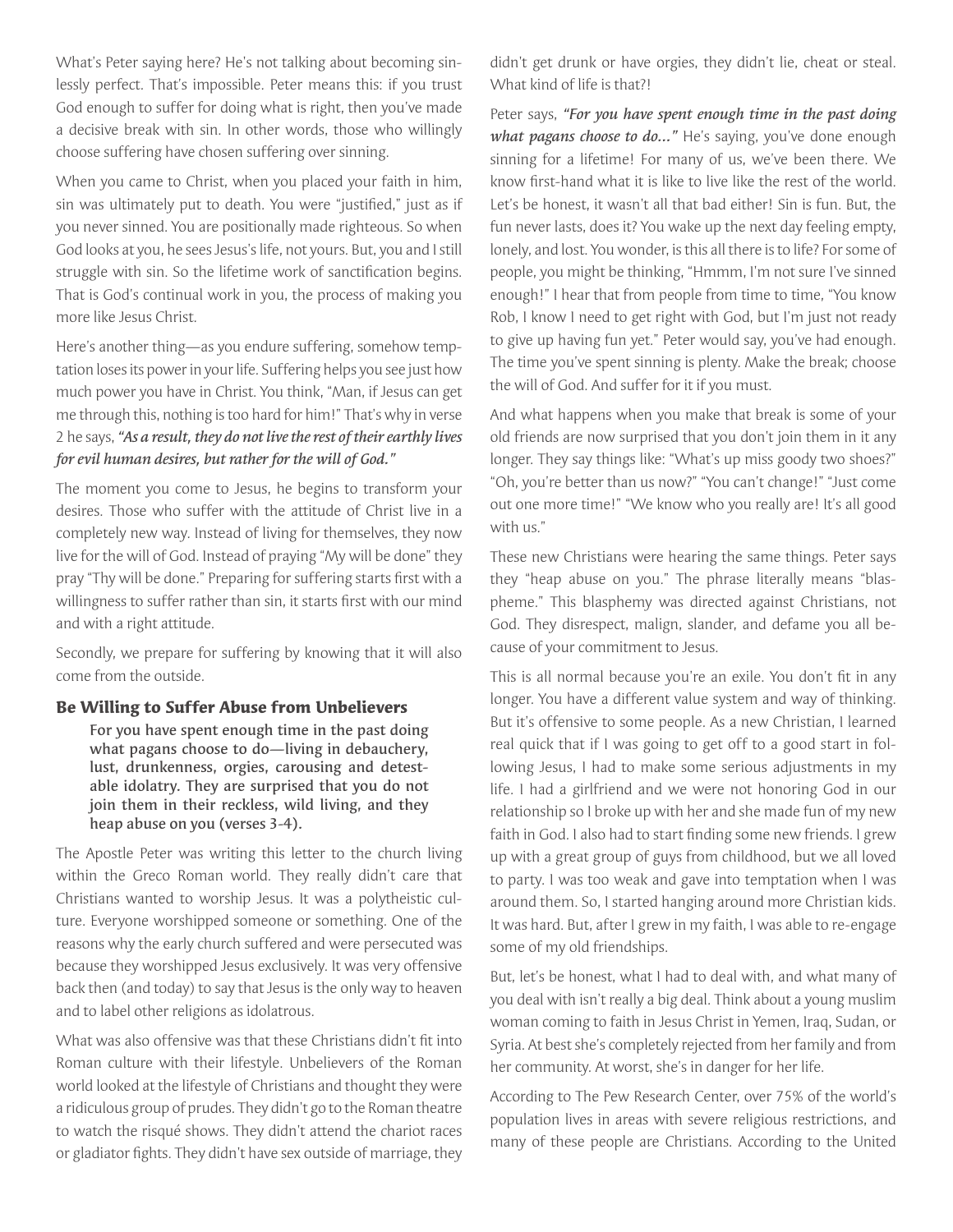What's Peter saying here? He's not talking about becoming sinlessly perfect. That's impossible. Peter means this: if you trust God enough to suffer for doing what is right, then you've made a decisive break with sin. In other words, those who willingly choose suffering have chosen suffering over sinning.

When you came to Christ, when you placed your faith in him, sin was ultimately put to death. You were "justified," just as if you never sinned. You are positionally made righteous. So when God looks at you, he sees Jesus's life, not yours. But, you and I still struggle with sin. So the lifetime work of sanctification begins. That is God's continual work in you, the process of making you more like Jesus Christ.

Here's another thing—as you endure suffering, somehow temptation loses its power in your life. Suffering helps you see just how much power you have in Christ. You think, "Man, if Jesus can get me through this, nothing is too hard for him!" That's why in verse 2 he says, ***"As a result, they do not live the rest of their earthly lives for evil human desires, but rather for the will of God."***

The moment you come to Jesus, he begins to transform your desires. Those who suffer with the attitude of Christ live in a completely new way. Instead of living for themselves, they now live for the will of God. Instead of praying "My will be done" they pray "Thy will be done." Preparing for suffering starts first with a willingness to suffer rather than sin, it starts first with our mind and with a right attitude.

Secondly, we prepare for suffering by knowing that it will also come from the outside.

### Be Willing to Suffer Abuse from Unbelievers

> **For you have spent enough time in the past doing what pagans choose to do—living in debauchery, lust, drunkenness, orgies, carousing and detestable idolatry. They are surprised that you do not join them in their reckless, wild living, and they heap abuse on you (verses 3-4).**

The Apostle Peter was writing this letter to the church living within the Greco Roman world. They really didn't care that Christians wanted to worship Jesus. It was a polytheistic culture. Everyone worshipped someone or something. One of the reasons why the early church suffered and were persecuted was because they worshipped Jesus exclusively. It was very offensive back then (and today) to say that Jesus is the only way to heaven and to label other religions as idolatrous.

What was also offensive was that these Christians didn't fit into Roman culture with their lifestyle. Unbelievers of the Roman world looked at the lifestyle of Christians and thought they were a ridiculous group of prudes. They didn't go to the Roman theatre to watch the risqué shows. They didn't attend the chariot races or gladiator fights. They didn't have sex outside of marriage, they didn't get drunk or have orgies, they didn't lie, cheat or steal. What kind of life is that?!

Peter says, ***"For you have spent enough time in the past doing what pagans choose to do…"*** He's saying, you've done enough sinning for a lifetime! For many of us, we've been there. We know first-hand what it is like to live like the rest of the world. Let's be honest, it wasn't all that bad either! Sin is fun. But, the fun never lasts, does it? You wake up the next day feeling empty, lonely, and lost. You wonder, is this all there is to life? For some of people, you might be thinking, "Hmmm, I'm not sure I've sinned enough!" I hear that from people from time to time, "You know Rob, I know I need to get right with God, but I'm just not ready to give up having fun yet." Peter would say, you've had enough. The time you've spent sinning is plenty. Make the break; choose the will of God. And suffer for it if you must.

And what happens when you make that break is some of your old friends are now surprised that you don't join them in it any longer. They say things like: "What's up miss goody two shoes?" "Oh, you're better than us now?" "You can't change!" "Just come out one more time!" "We know who you really are! It's all good with us."

These new Christians were hearing the same things. Peter says they "heap abuse on you." The phrase literally means "blaspheme." This blasphemy was directed against Christians, not God. They disrespect, malign, slander, and defame you all because of your commitment to Jesus.

This is all normal because you're an exile. You don't fit in any longer. You have a different value system and way of thinking. But it's offensive to some people. As a new Christian, I learned real quick that if I was going to get off to a good start in following Jesus, I had to make some serious adjustments in my life. I had a girlfriend and we were not honoring God in our relationship so I broke up with her and she made fun of my new faith in God. I also had to start finding some new friends. I grew up with a great group of guys from childhood, but we all loved to party. I was too weak and gave into temptation when I was around them. So, I started hanging around more Christian kids. It was hard. But, after I grew in my faith, I was able to re-engage some of my old friendships.

But, let's be honest, what I had to deal with, and what many of you deal with isn't really a big deal. Think about a young muslim woman coming to faith in Jesus Christ in Yemen, Iraq, Sudan, or Syria. At best she's completely rejected from her family and from her community. At worst, she's in danger for her life.

According to The Pew Research Center, over 75% of the world's population lives in areas with severe religious restrictions, and many of these people are Christians. According to the United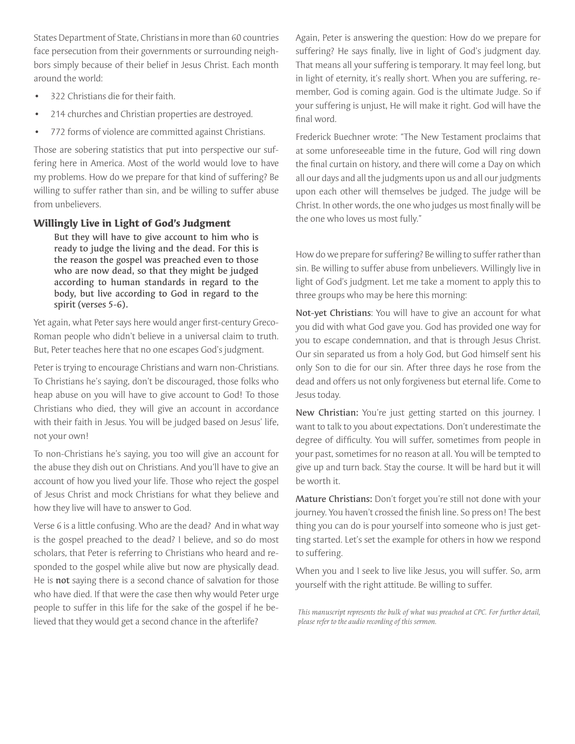States Department of State, Christians in more than 60 countries face persecution from their governments or surrounding neighbors simply because of their belief in Jesus Christ. Each month around the world:

- 322 Christians die for their faith.
- 214 churches and Christian properties are destroyed.
- 772 forms of violence are committed against Christians.

Those are sobering statistics that put into perspective our suffering here in America. Most of the world would love to have my problems. How do we prepare for that kind of suffering? Be willing to suffer rather than sin, and be willing to suffer abuse from unbelievers.

### Willingly Live in Light of God's Judgment

> **But they will have to give account to him who is ready to judge the living and the dead. For this is the reason the gospel was preached even to those who are now dead, so that they might be judged according to human standards in regard to the body, but live according to God in regard to the spirit (verses 5-6).**

Yet again, what Peter says here would anger first-century Greco-Roman people who didn't believe in a universal claim to truth. But, Peter teaches here that no one escapes God's judgment.

Peter is trying to encourage Christians and warn non-Christians. To Christians he's saying, don't be discouraged, those folks who heap abuse on you will have to give account to God! To those Christians who died, they will give an account in accordance with their faith in Jesus. You will be judged based on Jesus' life, not your own!

To non-Christians he's saying, you too will give an account for the abuse they dish out on Christians. And you'll have to give an account of how you lived your life. Those who reject the gospel of Jesus Christ and mock Christians for what they believe and how they live will have to answer to God.

Verse 6 is a little confusing. Who are the dead? And in what way is the gospel preached to the dead? I believe, and so do most scholars, that Peter is referring to Christians who heard and responded to the gospel while alive but now are physically dead. He is **not** saying there is a second chance of salvation for those who have died. If that were the case then why would Peter urge people to suffer in this life for the sake of the gospel if he believed that they would get a second chance in the afterlife?

Again, Peter is answering the question: How do we prepare for suffering? He says finally, live in light of God's judgment day. That means all your suffering is temporary. It may feel long, but in light of eternity, it's really short. When you are suffering, remember, God is coming again. God is the ultimate Judge. So if your suffering is unjust, He will make it right. God will have the final word.

Frederick Buechner wrote: "The New Testament proclaims that at some unforeseeable time in the future, God will ring down the final curtain on history, and there will come a Day on which all our days and all the judgments upon us and all our judgments upon each other will themselves be judged. The judge will be Christ. In other words, the one who judges us most finally will be the one who loves us most fully."

How do we prepare for suffering? Be willing to suffer rather than sin. Be willing to suffer abuse from unbelievers. Willingly live in light of God's judgment. Let me take a moment to apply this to three groups who may be here this morning:

**Not-yet Christians**: You will have to give an account for what you did with what God gave you. God has provided one way for you to escape condemnation, and that is through Jesus Christ. Our sin separated us from a holy God, but God himself sent his only Son to die for our sin. After three days he rose from the dead and offers us not only forgiveness but eternal life. Come to Jesus today.

**New Christian:** You're just getting started on this journey. I want to talk to you about expectations. Don't underestimate the degree of difficulty. You will suffer, sometimes from people in your past, sometimes for no reason at all. You will be tempted to give up and turn back. Stay the course. It will be hard but it will be worth it.

**Mature Christians:** Don't forget you're still not done with your journey. You haven't crossed the finish line. So press on! The best thing you can do is pour yourself into someone who is just getting started. Let's set the example for others in how we respond to suffering.

When you and I seek to live like Jesus, you will suffer. So, arm yourself with the right attitude. Be willing to suffer.

*This manuscript represents the bulk of what was preached at CPC. For further detail, please refer to the audio recording of this sermon.*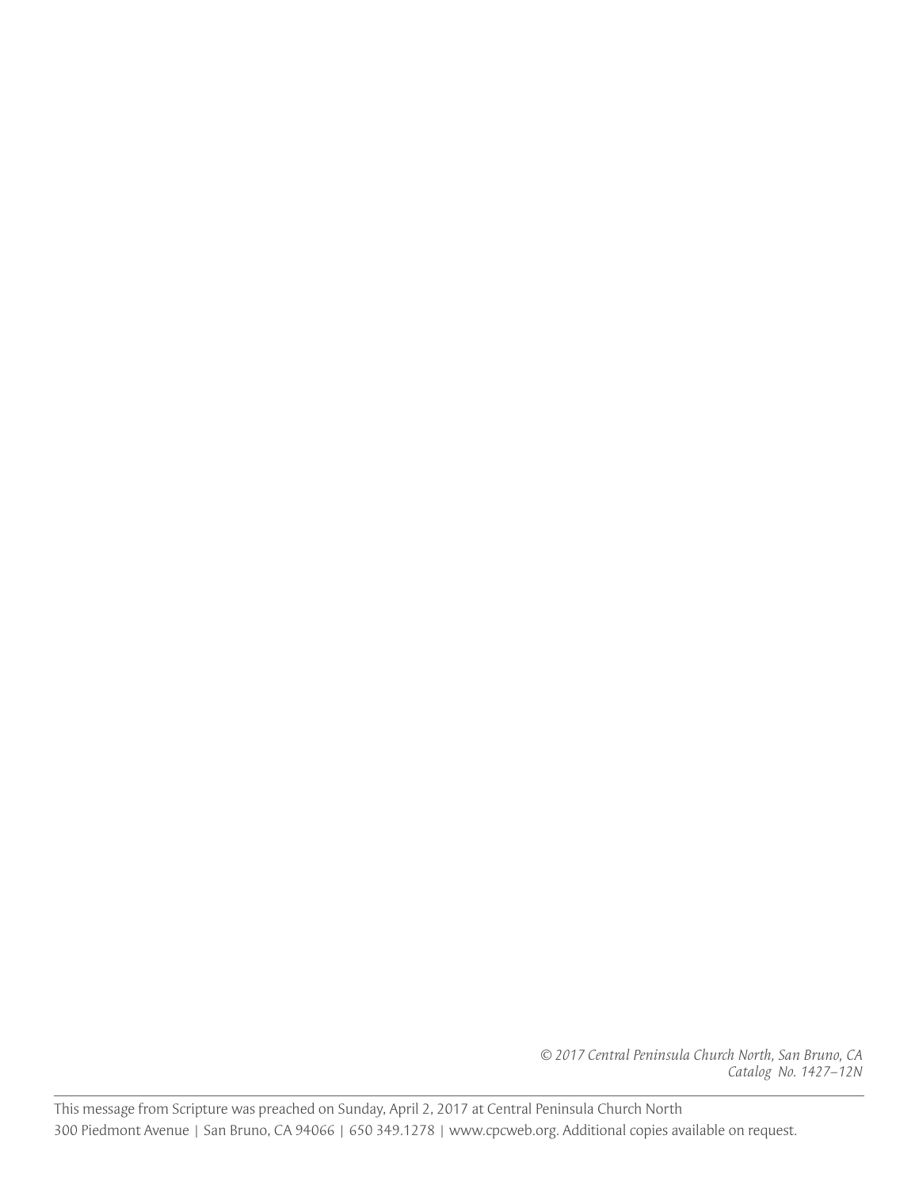*© 2017 Central Peninsula Church North, San Bruno, CA*
*Catalog No. 1427–12N*

---

This message from Scripture was preached on Sunday, April 2, 2017 at Central Peninsula Church North
300 Piedmont Avenue | San Bruno, CA 94066 | 650 349.1278 | www.cpcweb.org. Additional copies available on request.